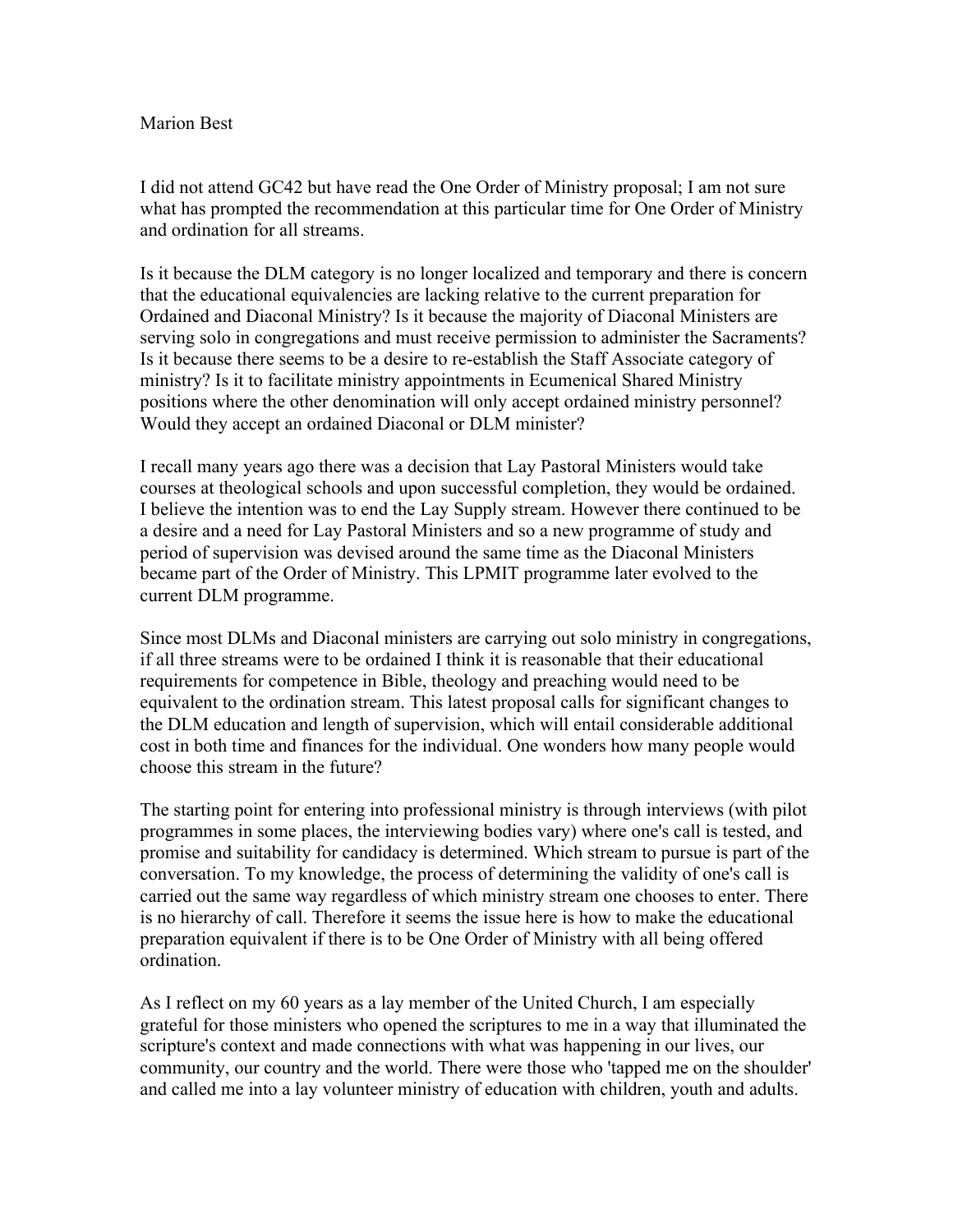Marion Best

I did not attend GC42 but have read the One Order of Ministry proposal; I am not sure what has prompted the recommendation at this particular time for One Order of Ministry and ordination for all streams.

Is it because the DLM category is no longer localized and temporary and there is concern that the educational equivalencies are lacking relative to the current preparation for Ordained and Diaconal Ministry? Is it because the majority of Diaconal Ministers are serving solo in congregations and must receive permission to administer the Sacraments? Is it because there seems to be a desire to re-establish the Staff Associate category of ministry? Is it to facilitate ministry appointments in Ecumenical Shared Ministry positions where the other denomination will only accept ordained ministry personnel? Would they accept an ordained Diaconal or DLM minister?

I recall many years ago there was a decision that Lay Pastoral Ministers would take courses at theological schools and upon successful completion, they would be ordained. I believe the intention was to end the Lay Supply stream. However there continued to be a desire and a need for Lay Pastoral Ministers and so a new programme of study and period of supervision was devised around the same time as the Diaconal Ministers became part of the Order of Ministry. This LPMIT programme later evolved to the current DLM programme.

Since most DLMs and Diaconal ministers are carrying out solo ministry in congregations, if all three streams were to be ordained I think it is reasonable that their educational requirements for competence in Bible, theology and preaching would need to be equivalent to the ordination stream. This latest proposal calls for significant changes to the DLM education and length of supervision, which will entail considerable additional cost in both time and finances for the individual. One wonders how many people would choose this stream in the future?

The starting point for entering into professional ministry is through interviews (with pilot programmes in some places, the interviewing bodies vary) where one's call is tested, and promise and suitability for candidacy is determined. Which stream to pursue is part of the conversation. To my knowledge, the process of determining the validity of one's call is carried out the same way regardless of which ministry stream one chooses to enter. There is no hierarchy of call. Therefore it seems the issue here is how to make the educational preparation equivalent if there is to be One Order of Ministry with all being offered ordination.

As I reflect on my 60 years as a lay member of the United Church, I am especially grateful for those ministers who opened the scriptures to me in a way that illuminated the scripture's context and made connections with what was happening in our lives, our community, our country and the world. There were those who 'tapped me on the shoulder' and called me into a lay volunteer ministry of education with children, youth and adults.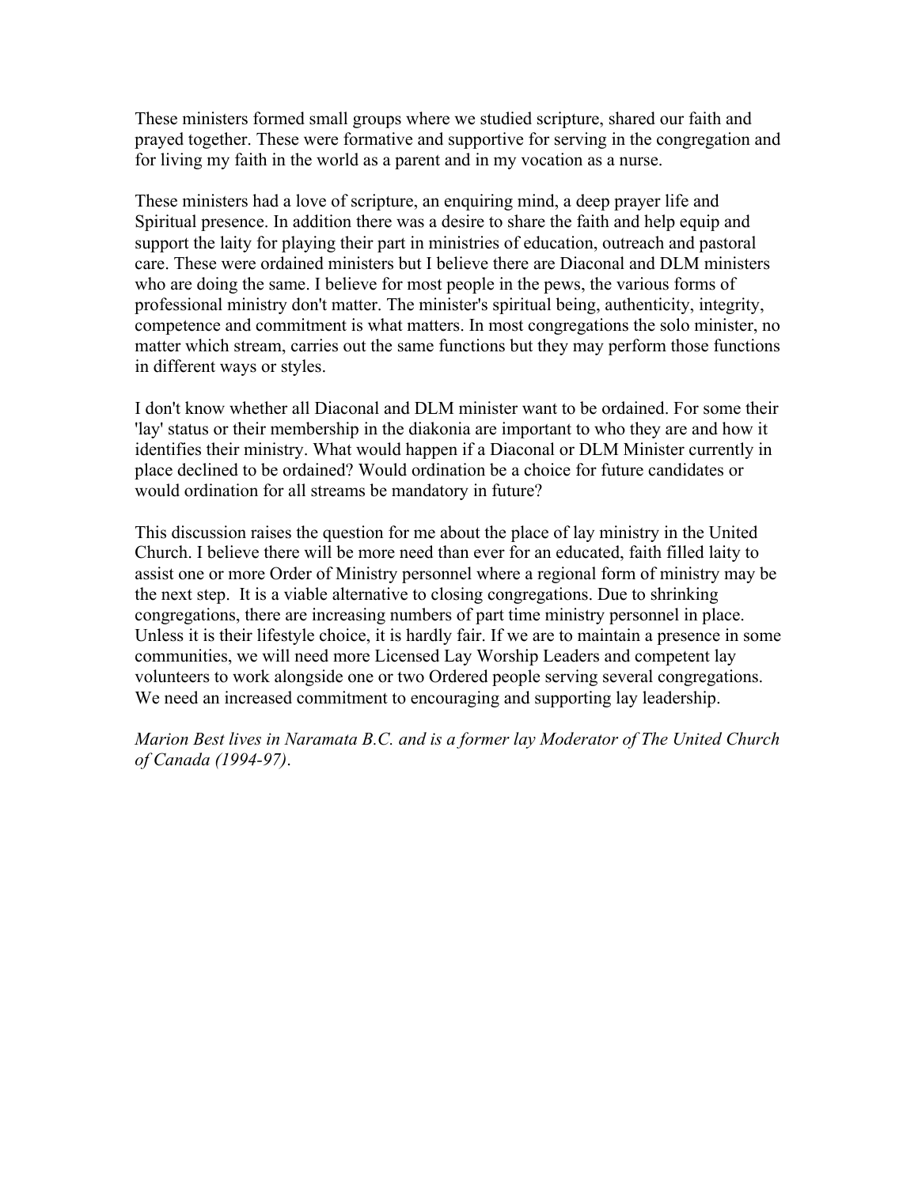These ministers formed small groups where we studied scripture, shared our faith and prayed together. These were formative and supportive for serving in the congregation and for living my faith in the world as a parent and in my vocation as a nurse.

These ministers had a love of scripture, an enquiring mind, a deep prayer life and Spiritual presence. In addition there was a desire to share the faith and help equip and support the laity for playing their part in ministries of education, outreach and pastoral care. These were ordained ministers but I believe there are Diaconal and DLM ministers who are doing the same. I believe for most people in the pews, the various forms of professional ministry don't matter. The minister's spiritual being, authenticity, integrity, competence and commitment is what matters. In most congregations the solo minister, no matter which stream, carries out the same functions but they may perform those functions in different ways or styles.

I don't know whether all Diaconal and DLM minister want to be ordained. For some their 'lay' status or their membership in the diakonia are important to who they are and how it identifies their ministry. What would happen if a Diaconal or DLM Minister currently in place declined to be ordained? Would ordination be a choice for future candidates or would ordination for all streams be mandatory in future?

This discussion raises the question for me about the place of lay ministry in the United Church. I believe there will be more need than ever for an educated, faith filled laity to assist one or more Order of Ministry personnel where a regional form of ministry may be the next step. It is a viable alternative to closing congregations. Due to shrinking congregations, there are increasing numbers of part time ministry personnel in place. Unless it is their lifestyle choice, it is hardly fair. If we are to maintain a presence in some communities, we will need more Licensed Lay Worship Leaders and competent lay volunteers to work alongside one or two Ordered people serving several congregations. We need an increased commitment to encouraging and supporting lay leadership.

*Marion Best lives in Naramata B.C. and is a former lay Moderator of The United Church of Canada (1994-97).*